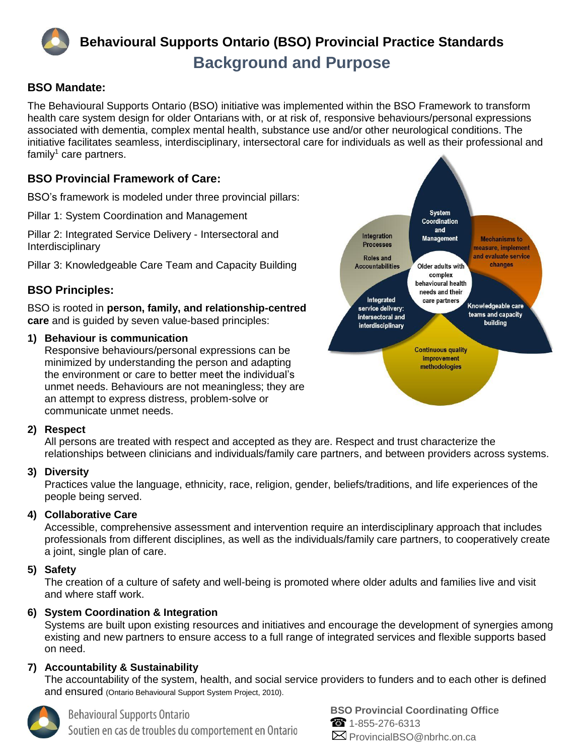# Behavioural Supports Ontario (BSO) Provincial Practice Standards

## Background and Purpose

### BSO Mandate:

The Behavioural Supports Ontario (BSO) initiative was implemented within the BSO Framework to transform health care system design for older Ontarians with, or at risk of, responsive behaviours/personal expressions associated with dementia, complex mental health, substance use and/or other neurological conditions. The initiative facilitates seamless, interdisciplinary, intersectoral care for individuals as well as their professional and family[1] care partners.

### BSO Provincial Framework of Care:

BSO's framework is modeled under three provincial pillars:

Pillar 1: System Coordination and Management

Pillar 2: Integrated Service Delivery - Intersectoral and Interdisciplinary

Pillar 3: Knowledgeable Care Team and Capacity Building

System Coordination and Management

Integration Processes

Roles and Accountabilities

Mechanisms to measure, implement and evaluate service changes

Older adults with complex behavioural health needs and their care partners

Integrated service delivery: intersectoral and interdisciplinary

Knowledgeable care teams and capacity building

Continuous quality improvement methodologies

### BSO Principles:

BSO is rooted in **person, family, and relationship-centred care** and is guided by seven value-based principles:

1) **Behaviour is communication**
   Responsive behaviours/personal expressions can be minimized by understanding the person and adapting the environment or care to better meet the individual's unmet needs. Behaviours are not meaningless; they are an attempt to express distress, problem-solve or communicate unmet needs.

2) **Respect**
   All persons are treated with respect and accepted as they are. Respect and trust characterize the relationships between clinicians and individuals/family care partners, and between providers across systems.

3) **Diversity**
   Practices value the language, ethnicity, race, religion, gender, beliefs/traditions, and life experiences of the people being served.

4) **Collaborative Care**
   Accessible, comprehensive assessment and intervention require an interdisciplinary approach that includes professionals from different disciplines, as well as the individuals/family care partners, to cooperatively create a joint, single plan of care.

5) **Safety**
   The creation of a culture of safety and well-being is promoted where older adults and families live and visit and where staff work.

6) **System Coordination & Integration**
   Systems are built upon existing resources and initiatives and encourage the development of synergies among existing and new partners to ensure access to a full range of integrated services and flexible supports based on need.

7) **Accountability & Sustainability**
   The accountability of the system, health, and social service providers to funders and to each other is defined and ensured (Ontario Behavioural Support System Project, 2010).

Behavioural Supports Ontario
Soutien en cas de troubles du comportement en Ontario

**BSO Provincial Coordinating Office**
☎ 1-855-276-6313
✉ ProvincialBSO@nbrhc.on.ca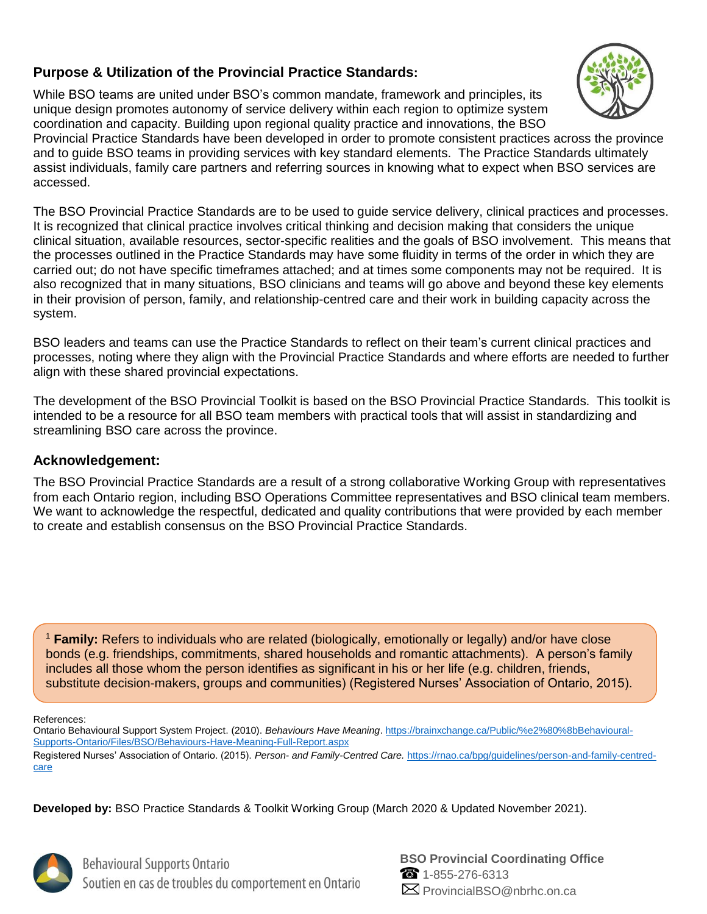## Purpose & Utilization of the Provincial Practice Standards:

While BSO teams are united under BSO's common mandate, framework and principles, its unique design promotes autonomy of service delivery within each region to optimize system coordination and capacity. Building upon regional quality practice and innovations, the BSO Provincial Practice Standards have been developed in order to promote consistent practices across the province and to guide BSO teams in providing services with key standard elements. The Practice Standards ultimately assist individuals, family care partners and referring sources in knowing what to expect when BSO services are accessed.

The BSO Provincial Practice Standards are to be used to guide service delivery, clinical practices and processes. It is recognized that clinical practice involves critical thinking and decision making that considers the unique clinical situation, available resources, sector-specific realities and the goals of BSO involvement. This means that the processes outlined in the Practice Standards may have some fluidity in terms of the order in which they are carried out; do not have specific timeframes attached; and at times some components may not be required. It is also recognized that in many situations, BSO clinicians and teams will go above and beyond these key elements in their provision of person, family, and relationship-centred care and their work in building capacity across the system.

BSO leaders and teams can use the Practice Standards to reflect on their team's current clinical practices and processes, noting where they align with the Provincial Practice Standards and where efforts are needed to further align with these shared provincial expectations.

The development of the BSO Provincial Toolkit is based on the BSO Provincial Practice Standards. This toolkit is intended to be a resource for all BSO team members with practical tools that will assist in standardizing and streamlining BSO care across the province.

## Acknowledgement:

The BSO Provincial Practice Standards are a result of a strong collaborative Working Group with representatives from each Ontario region, including BSO Operations Committee representatives and BSO clinical team members. We want to acknowledge the respectful, dedicated and quality contributions that were provided by each member to create and establish consensus on the BSO Provincial Practice Standards.

[1] **Family:** Refers to individuals who are related (biologically, emotionally or legally) and/or have close bonds (e.g. friendships, commitments, shared households and romantic attachments). A person's family includes all those whom the person identifies as significant in his or her life (e.g. children, friends, substitute decision-makers, groups and communities) (Registered Nurses' Association of Ontario, 2015).

References:

Ontario Behavioural Support System Project. (2010). *Behaviours Have Meaning*. https://brainxchange.ca/Public/%e2%80%8bBehavioural-Supports-Ontario/Files/BSO/Behaviours-Have-Meaning-Full-Report.aspx

Registered Nurses' Association of Ontario. (2015). *Person- and Family-Centred Care.* https://rnao.ca/bpg/guidelines/person-and-family-centred-care

**Developed by:** BSO Practice Standards & Toolkit Working Group (March 2020 & Updated November 2021).

Behavioural Supports Ontario
Soutien en cas de troubles du comportement en Ontario

**BSO Provincial Coordinating Office**
1-855-276-6313
ProvincialBSO@nbrhc.on.ca